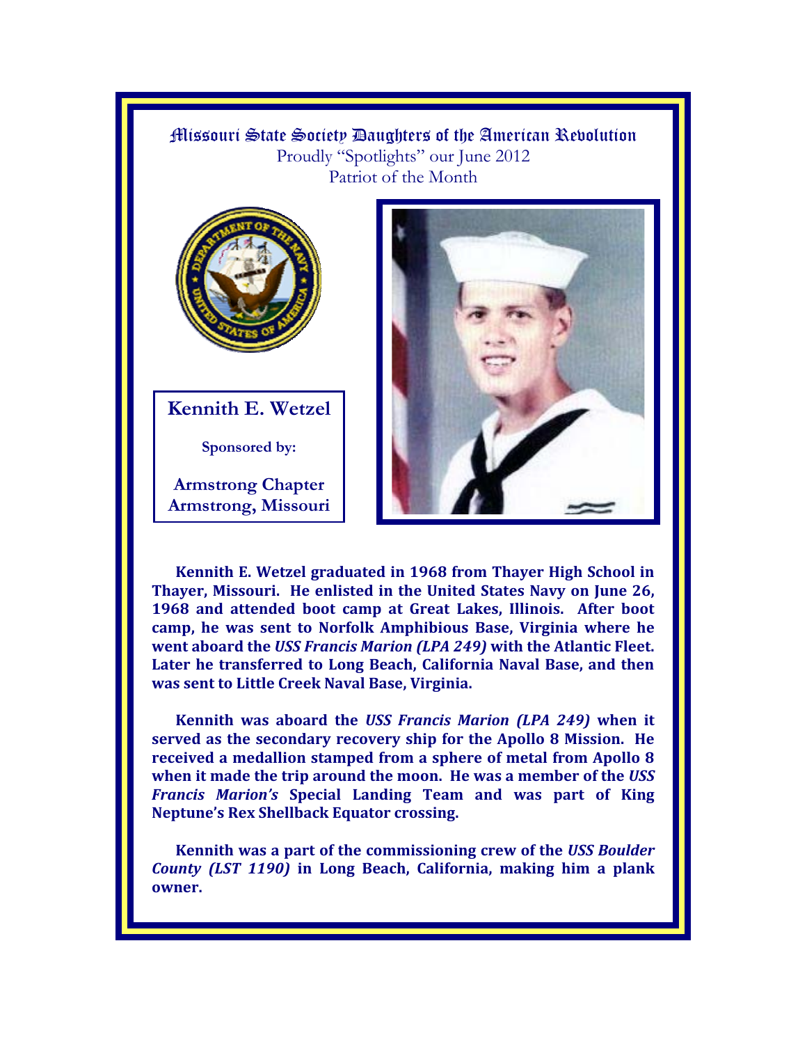# Missouri State Society Daughters of the American Revolution

Proudly "Spotlights" our June 2012
Patriot of the Month

## Kennith E. Wetzel

**Sponsored by:**

**Armstrong Chapter**
**Armstrong, Missouri**

**Kennith E. Wetzel graduated in 1968 from Thayer High School in Thayer, Missouri. He enlisted in the United States Navy on June 26, 1968 and attended boot camp at Great Lakes, Illinois. After boot camp, he was sent to Norfolk Amphibious Base, Virginia where he went aboard the *USS Francis Marion (LPA 249)* with the Atlantic Fleet. Later he transferred to Long Beach, California Naval Base, and then was sent to Little Creek Naval Base, Virginia.**

**Kennith was aboard the *USS Francis Marion (LPA 249)* when it served as the secondary recovery ship for the Apollo 8 Mission. He received a medallion stamped from a sphere of metal from Apollo 8 when it made the trip around the moon. He was a member of the *USS Francis Marion's* Special Landing Team and was part of King Neptune's Rex Shellback Equator crossing.**

**Kennith was a part of the commissioning crew of the *USS Boulder County (LST 1190)* in Long Beach, California, making him a plank owner.**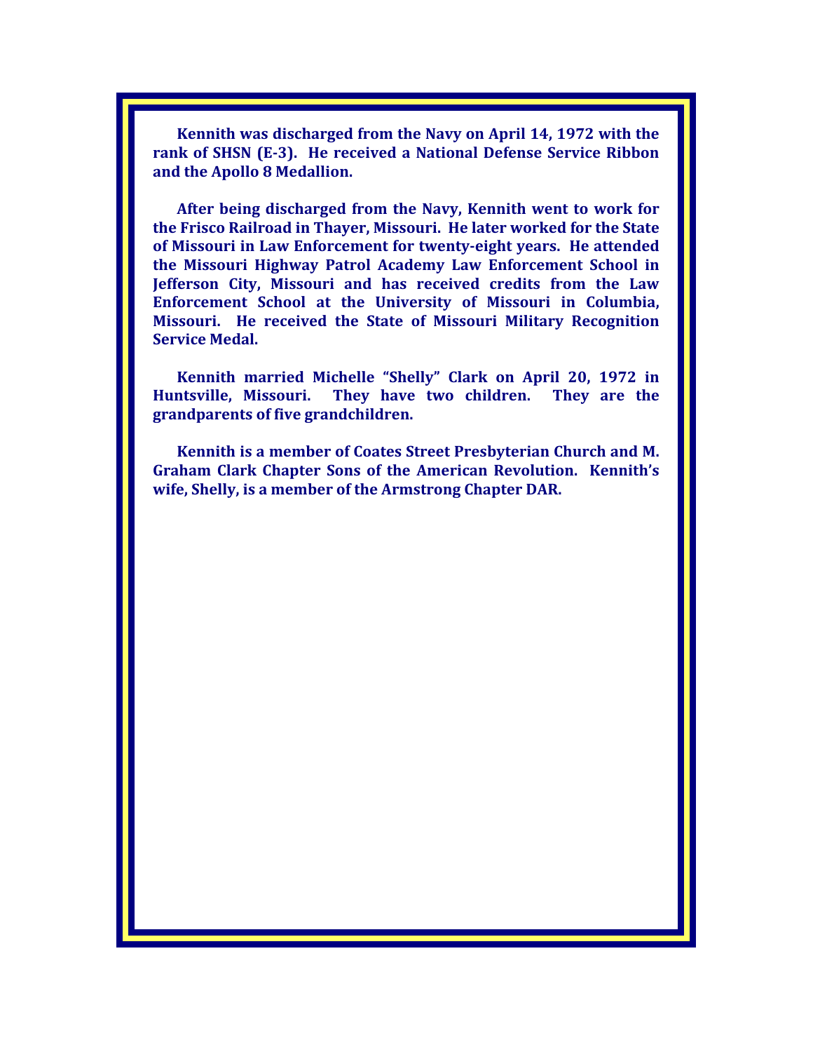**Kennith was discharged from the Navy on April 14, 1972 with the rank of SHSN (E-3). He received a National Defense Service Ribbon and the Apollo 8 Medallion.**

**After being discharged from the Navy, Kennith went to work for the Frisco Railroad in Thayer, Missouri. He later worked for the State of Missouri in Law Enforcement for twenty-eight years. He attended the Missouri Highway Patrol Academy Law Enforcement School in Jefferson City, Missouri and has received credits from the Law Enforcement School at the University of Missouri in Columbia, Missouri. He received the State of Missouri Military Recognition Service Medal.**

**Kennith married Michelle "Shelly" Clark on April 20, 1972 in Huntsville, Missouri. They have two children. They are the grandparents of five grandchildren.**

**Kennith is a member of Coates Street Presbyterian Church and M. Graham Clark Chapter Sons of the American Revolution. Kennith's wife, Shelly, is a member of the Armstrong Chapter DAR.**